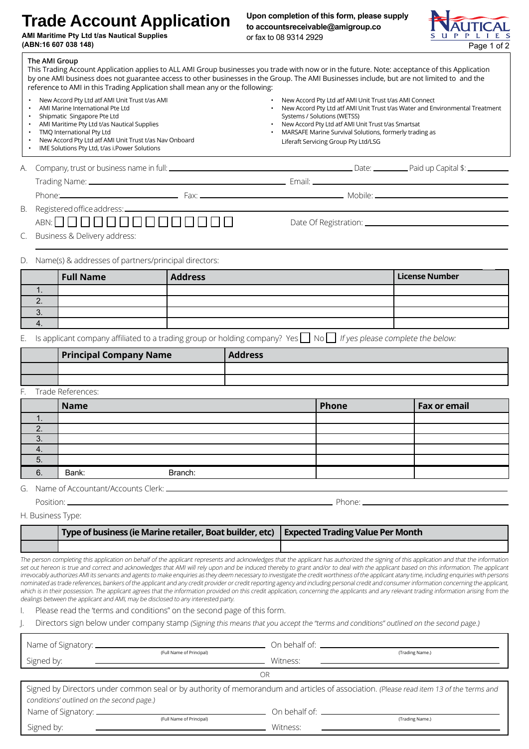# Trade Account Application

**AMI Maritime Pty Ltd t/as Nautical Supplies**
**(ABN:16 607 038 148)**

**Upon completion of this form, please supply to accountsreceivable@amigroup.co** or fax to 08 9314 2929

NAUTICAL SUPPLIES

**The AMI Group**
This Trading Account Application applies to ALL AMI Group businesses you trade with now or in the future. Note: acceptance of this Application by one AMI business does not guarantee access to other businesses in the Group. The AMI Businesses include, but are not limited to and the reference to AMI in this Trading Application shall mean any or the following:

- New Accord Pty Ltd atf AMI Unit Trust t/as AMI
- AMI Marine International Pte Ltd
- Shipmatic Singapore Pte Ltd
- AMI Maritime Pty Ltd t/as Nautical Supplies
- TMQ International Pty Ltd
- New Accord Pty Ltd atf AMI Unit Trust t/as Nav Onboard
- IME Solutions Pty Ltd, t/as i.Power Solutions
- New Accord Pty Ltd atf AMI Unit Trust t/as AMI Connect
- New Accord Pty Ltd atf AMI Unit Trust t/as Water and Environmental Treatment Systems / Solutions (WETSS)
- New Accord Pty Ltd atf AMI Unit Trust t/as Smartsat
- MARSAFE Marine Survival Solutions, formerly trading as Liferaft Servicing Group Pty Ltd/LSG

A. Company, trust or business name in full: ______________________ Date: __________ Paid up Capital $: __________

Trading Name: ______________________ Email: ______________________

Phone: ______________ Fax: ______________ Mobile: ______________

B. Registered office address: ______________________

ABN: ☐☐☐☐☐☐☐☐☐☐☐☐☐☐ Date Of Registration: ______________________

C. Business & Delivery address: ______________________

D. Name(s) & addresses of partners/principal directors:

| | Full Name | Address | License Number |
|---|---|---|---|
| 1. | | | |
| 2. | | | |
| 3. | | | |
| 4. | | | |

E. Is applicant company affiliated to a trading group or holding company? Yes ☐ No ☐ *If yes please complete the below:*

| | Principal Company Name | Address |
|---|---|---|
| | | |
| | | |

F. Trade References:

| | Name | | Phone | Fax or email |
|---|---|---|---|---|
| 1. | | | | |
| 2. | | | | |
| 3. | | | | |
| 4. | | | | |
| 5. | | | | |
| 6. | Bank: | Branch: | | |

G. Name of Accountant/Accounts Clerk: ______________________

Position: ______________________ Phone: ______________________

H. Business Type:

| | Type of business (ie Marine retailer, Boat builder, etc) | Expected Trading Value Per Month |
|---|---|---|
| | | |

*The person completing this application on behalf of the applicant represents and acknowledges that the applicant has authorized the signing of this application and that the information set out hereon is true and correct and acknowledges that AMI will rely upon and be induced thereby to grant and/or to deal with the applicant based on this information. The applicant irrevocably authorizes AMI its servants and agents to make enquiries as they deem necessary to investigate the credit worthiness of the applicant at any time, including enquiries with persons nominated as trade references, bankers of the applicant and any credit provider or credit reporting agency and including personal credit and consumer information concerning the applicant, which is in their possession. The applicant agrees that the information provided on this credit application, concerning the applicants and any relevant trading information arising from the dealings between the applicant and AMI, may be disclosed to any interested party.*

I. Please read the 'terms and conditions" on the second page of this form.

J. Directors sign below under company stamp *(Signing this means that you accept the "terms and conditions" outlined on the second page.)*

Name of Signatory: ______________________ (Full Name of Principal) On behalf of: ______________________ (Trading Name.)

Signed by: ______________________ Witness: ______________________

OR

Signed by Directors under common seal or by authority of memorandum and articles of association. *(Please read item 13 of the 'terms and conditions' outlined on the second page.)*

Name of Signatory: ______________________ (Full Name of Principal) On behalf of: ______________________ (Trading Name.)

Signed by: ______________________ Witness: ______________________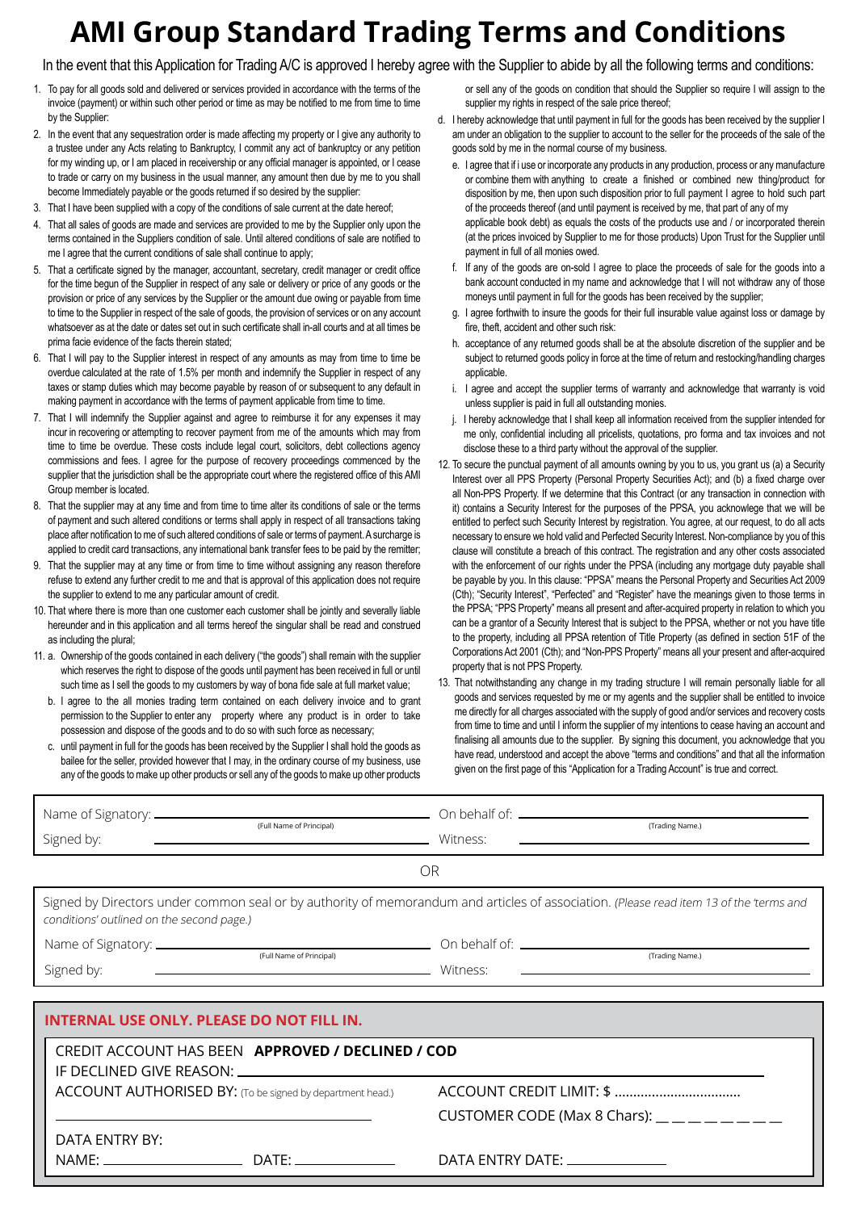# AMI Group Standard Trading Terms and Conditions

In the event that this Application for Trading A/C is approved I hereby agree with the Supplier to abide by all the following terms and conditions:

1. To pay for all goods sold and delivered or services provided in accordance with the terms of the invoice (payment) or within such other period or time as may be notified to me from time to time by the Supplier:
2. In the event that any sequestration order is made affecting my property or I give any authority to a trustee under any Acts relating to Bankruptcy, I commit any act of bankruptcy or any petition for my winding up, or I am placed in receivership or any official manager is appointed, or I cease to trade or carry on my business in the usual manner, any amount then due by me to you shall become Immediately payable or the goods returned if so desired by the supplier:
3. That I have been supplied with a copy of the conditions of sale current at the date hereof;
4. That all sales of goods are made and services are provided to me by the Supplier only upon the terms contained in the Suppliers condition of sale. Until altered conditions of sale are notified to me I agree that the current conditions of sale shall continue to apply;
5. That a certificate signed by the manager, accountant, secretary, credit manager or credit office for the time begun of the Supplier in respect of any sale or delivery or price of any goods or the provision or price of any services by the Supplier or the amount due owing or payable from time to time to the Supplier in respect of the sale of goods, the provision of services or on any account whatsoever as at the date or dates set out in such certificate shall in-all courts and at all times be prima facie evidence of the facts therein stated;
6. That I will pay to the Supplier interest in respect of any amounts as may from time to time be overdue calculated at the rate of 1.5% per month and indemnify the Supplier in respect of any taxes or stamp duties which may become payable by reason of or subsequent to any default in making payment in accordance with the terms of payment applicable from time to time.
7. That I will indemnify the Supplier against and agree to reimburse it for any expenses it may incur in recovering or attempting to recover payment from me of the amounts which may from time to time be overdue. These costs include legal court, solicitors, debt collections agency commissions and fees. I agree for the purpose of recovery proceedings commenced by the supplier that the jurisdiction shall be the appropriate court where the registered office of this AMI Group member is located.
8. That the supplier may at any time and from time to time alter its conditions of sale or the terms of payment and such altered conditions or terms shall apply in respect of all transactions taking place after notification to me of such altered conditions of sale or terms of payment. A surcharge is applied to credit card transactions, any international bank transfer fees to be paid by the remitter;
9. That the supplier may at any time or from time to time without assigning any reason therefore refuse to extend any further credit to me and that is approval of this application does not require the supplier to extend to me any particular amount of credit.
10. That where there is more than one customer each customer shall be jointly and severally liable hereunder and in this application and all terms hereof the singular shall be read and construed as including the plural;
11. a. Ownership of the goods contained in each delivery ("the goods") shall remain with the supplier which reserves the right to dispose of the goods until payment has been received in full or until such time as I sell the goods to my customers by way of bona fide sale at full market value;
    b. I agree to the all monies trading term contained on each delivery invoice and to grant permission to the Supplier to enter any property where any product is in order to take possession and dispose of the goods and to do so with such force as necessary;
    c. until payment in full for the goods has been received by the Supplier I shall hold the goods as bailee for the seller, provided however that I may, in the ordinary course of my business, use any of the goods to make up other products or sell any of the goods to make up other products or sell any of the goods on condition that should the Supplier so require I will assign to the supplier my rights in respect of the sale price thereof;
    d. I hereby acknowledge that until payment in full for the goods has been received by the supplier I am under an obligation to the supplier to account to the seller for the proceeds of the sale of the goods sold by me in the normal course of my business.
    e. I agree that if i use or incorporate any products in any production, process or any manufacture or combine them with anything to create a finished or combined new thing/product for disposition by me, then upon such disposition prior to full payment I agree to hold such part of the proceeds thereof (and until payment is received by me, that part of any of my applicable book debt) as equals the costs of the products use and / or incorporated therein (at the prices invoiced by Supplier to me for those products) Upon Trust for the Supplier until payment in full of all monies owed.
    f. If any of the goods are on-sold I agree to place the proceeds of sale for the goods into a bank account conducted in my name and acknowledge that I will not withdraw any of those moneys until payment in full for the goods has been received by the supplier;
    g. I agree forthwith to insure the goods for their full insurable value against loss or damage by fire, theft, accident and other such risk:
    h. acceptance of any returned goods shall be at the absolute discretion of the supplier and be subject to returned goods policy in force at the time of return and restocking/handling charges applicable.
    i. I agree and accept the supplier terms of warranty and acknowledge that warranty is void unless supplier is paid in full all outstanding monies.
    j. I hereby acknowledge that I shall keep all information received from the supplier intended for me only, confidential including all pricelists, quotations, pro forma and tax invoices and not disclose these to a third party without the approval of the supplier.
12. To secure the punctual payment of all amounts owning by you to us, you grant us (a) a Security Interest over all PPS Property (Personal Property Securities Act); and (b) a fixed charge over all Non-PPS Property. If we determine that this Contract (or any transaction in connection with it) contains a Security Interest for the purposes of the PPSA, you acknowlege that we will be entitled to perfect such Security Interest by registration. You agree, at our request, to do all acts necessary to ensure we hold valid and Perfected Security Interest. Non-compliance by you of this clause will constitute a breach of this contract. The registration and any other costs associated with the enforcement of our rights under the PPSA (including any mortgage duty payable shall be payable by you. In this clause: "PPSA" means the Personal Property and Securities Act 2009 (Cth); "Security Interest", "Perfected" and "Register" have the meanings given to those terms in the PPSA; "PPS Property" means all present and after-acquired property in relation to which you can be a grantor of a Security Interest that is subject to the PPSA, whether or not you have title to the property, including all PPSA retention of Title Property (as defined in section 51F of the Corporations Act 2001 (Cth); and "Non-PPS Property" means all your present and after-acquired property that is not PPS Property.
13. That notwithstanding any change in my trading structure I will remain personally liable for all goods and services requested by me or my agents and the supplier shall be entitled to invoice me directly for all charges associated with the supply of good and/or services and recovery costs from time to time and until I inform the supplier of my intentions to cease having an account and finalising all amounts due to the supplier. By signing this document, you acknowledge that you have read, understood and accept the above "terms and conditions" and that all the information given on the first page of this "Application for a Trading Account" is true and correct.

Name of Signatory: ____________________ (Full Name of Principal) On behalf of: ____________________ (Trading Name.)

Signed by: ____________________ Witness: ____________________

OR

Signed by Directors under common seal or by authority of memorandum and articles of association. *(Please read item 13 of the 'terms and conditions' outlined on the second page.)*

Name of Signatory: ____________________ (Full Name of Principal) On behalf of: ____________________ (Trading Name.)

Signed by: ____________________ Witness: ____________________

**INTERNAL USE ONLY. PLEASE DO NOT FILL IN.**

CREDIT ACCOUNT HAS BEEN **APPROVED / DECLINED / COD**

IF DECLINED GIVE REASON: ____________________

ACCOUNT AUTHORISED BY: (To be signed by department head.) ____________________

ACCOUNT CREDIT LIMIT: $ ..................................

CUSTOMER CODE (Max 8 Chars): _ _ _ _ _ _ _ _

DATA ENTRY BY:

NAME: ____________________ DATE: ____________________

DATA ENTRY DATE: ____________________